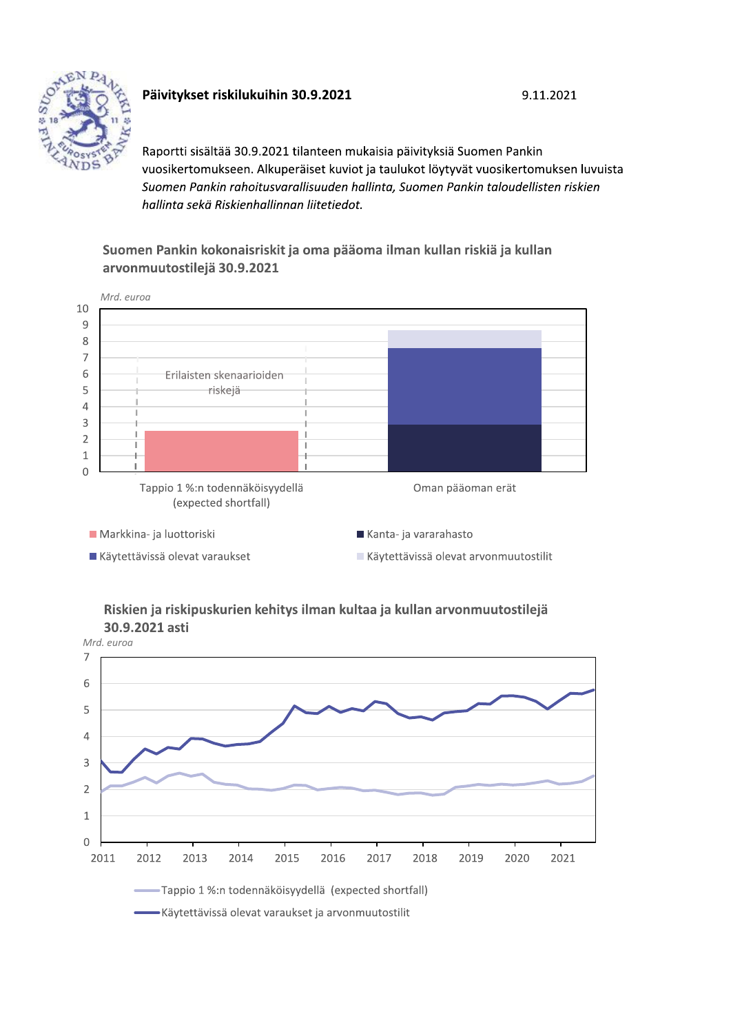# Päivitykset riskilukuihin 30.9.2021

9.11.2021

Raportti sisältää 30.9.2021 tilanteen mukaisia päivityksiä Suomen Pankin vuosikertomukseen. Alkuperäiset kuviot ja taulukot löytyvät vuosikertomuksen luvuista *Suomen Pankin rahoitusvarallisuuden hallinta, Suomen Pankin taloudellisten riskien hallinta sekä Riskienhallinnan liitetiedot.*

## Suomen Pankin kokonaisriskit ja oma pääoma ilman kullan riskiä ja kullan arvonmuutostilejä 30.9.2021

*Mrd. euroa*

Erilaisten skenaarioiden riskejä

Tappio 1 %:n todennäköisyydellä (expected shortfall)

Oman pääoman erät

- Markkina- ja luottoriski
- Kanta- ja vararahasto
- Käytettävissä olevat varaukset
- Käytettävissä olevat arvonmuutostilit

## Riskien ja riskipuskurien kehitys ilman kultaa ja kullan arvonmuutostilejä 30.9.2021 asti

*Mrd. euroa*

- Tappio 1 %:n todennäköisyydellä (expected shortfall)
- Käytettävissä olevat varaukset ja arvonmuutostilit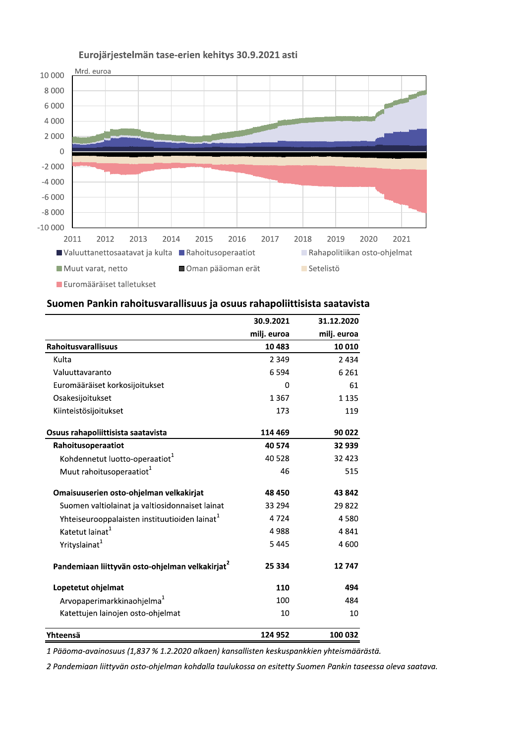Eurojärjestelmän tase-erien kehitys 30.9.2021 asti

Mrd. euroa

10 000
8 000
6 000
4 000
2 000
0
-2 000
-4 000
-6 000
-8 000
-10 000

2011 2012 2013 2014 2015 2016 2017 2018 2019 2020 2021

Valuuttanettosaatavat ja kulta | Rahoitusoperaatiot | Rahapolitiikan osto-ohjelmat | Muut varat, netto | Oman pääoman erät | Setelistö | Euromääräiset talletukset

## Suomen Pankin rahoitusvarallisuus ja osuus rahapoliittisista saatavista

| | 30.9.2021 milj. euroa | 31.12.2020 milj. euroa |
|---|---|---|
| **Rahoitusvarallisuus** | **10 483** | **10 010** |
| Kulta | 2 349 | 2 434 |
| Valuuttavaranto | 6 594 | 6 261 |
| Euromääräiset korkosijoitukset | 0 | 61 |
| Osakesijoitukset | 1 367 | 1 135 |
| Kiinteistösijoitukset | 173 | 119 |
| **Osuus rahapoliittisista saatavista** | **114 469** | **90 022** |
| **Rahoitusoperaatiot** | **40 574** | **32 939** |
| Kohdennetut luotto-operaatiot[1] | 40 528 | 32 423 |
| Muut rahoitusoperaatiot[1] | 46 | 515 |
| **Omaisuuserien osto-ohjelman velkakirjat** | **48 450** | **43 842** |
| Suomen valtiolainat ja valtiosidonnaiset lainat | 33 294 | 29 822 |
| Yhteiseurooppalaisten instituutioiden lainat[1] | 4 724 | 4 580 |
| Katetut lainat[1] | 4 988 | 4 841 |
| Yrityslainat[1] | 5 445 | 4 600 |
| **Pandemiaan liittyvän osto-ohjelman velkakirjat[2]** | **25 334** | **12 747** |
| **Lopetetut ohjelmat** | **110** | **494** |
| Arvopaperimarkkinaohjelma[1] | 100 | 484 |
| Katettujen lainojen osto-ohjelmat | 10 | 10 |
| **Yhteensä** | **124 952** | **100 032** |

*1 Pääoma-avainosuus (1,837 % 1.2.2020 alkaen) kansallisten keskuspankkien yhteismäärästä.*

*2 Pandemiaan liittyvän osto-ohjelman kohdalla taulukossa on esitetty Suomen Pankin taseessa oleva saatava.*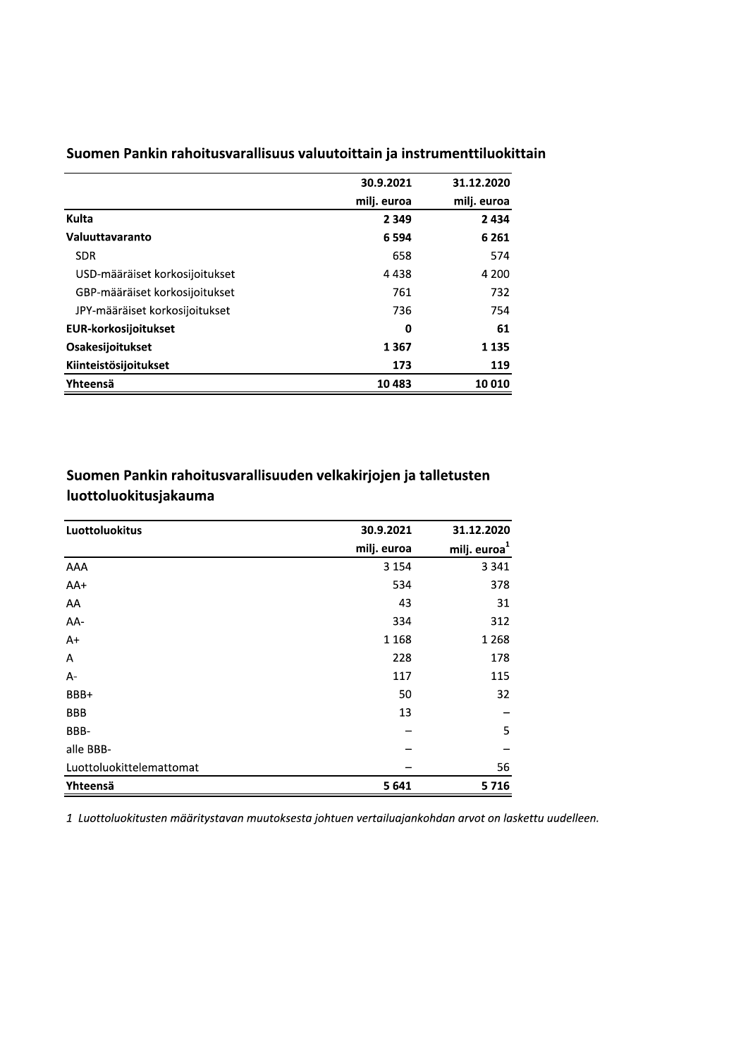## Suomen Pankin rahoitusvarallisuus valuutoittain ja instrumenttiluokittain

| | 30.9.2021 | 31.12.2020 |
|---|---|---|
| | milj. euroa | milj. euroa |
| **Kulta** | **2 349** | **2 434** |
| **Valuuttavaranto** | **6 594** | **6 261** |
| SDR | 658 | 574 |
| USD-määräiset korkosijoitukset | 4 438 | 4 200 |
| GBP-määräiset korkosijoitukset | 761 | 732 |
| JPY-määräiset korkosijoitukset | 736 | 754 |
| **EUR-korkosijoitukset** | **0** | **61** |
| **Osakesijoitukset** | **1 367** | **1 135** |
| **Kiinteistösijoitukset** | **173** | **119** |
| **Yhteensä** | **10 483** | **10 010** |

## Suomen Pankin rahoitusvarallisuuden velkakirjojen ja talletusten luottoluokitusjakauma

| Luottoluokitus | 30.9.2021 | 31.12.2020 |
|---|---|---|
| | milj. euroa | milj. euroa[1] |
| AAA | 3 154 | 3 341 |
| AA+ | 534 | 378 |
| AA | 43 | 31 |
| AA- | 334 | 312 |
| A+ | 1 168 | 1 268 |
| A | 228 | 178 |
| A- | 117 | 115 |
| BBB+ | 50 | 32 |
| BBB | 13 | – |
| BBB- | – | 5 |
| alle BBB- | – | – |
| Luottoluokittelemattomat | – | 56 |
| **Yhteensä** | **5 641** | **5 716** |

*1 Luottoluokitusten määritystavan muutoksesta johtuen vertailuajankohdan arvot on laskettu uudelleen.*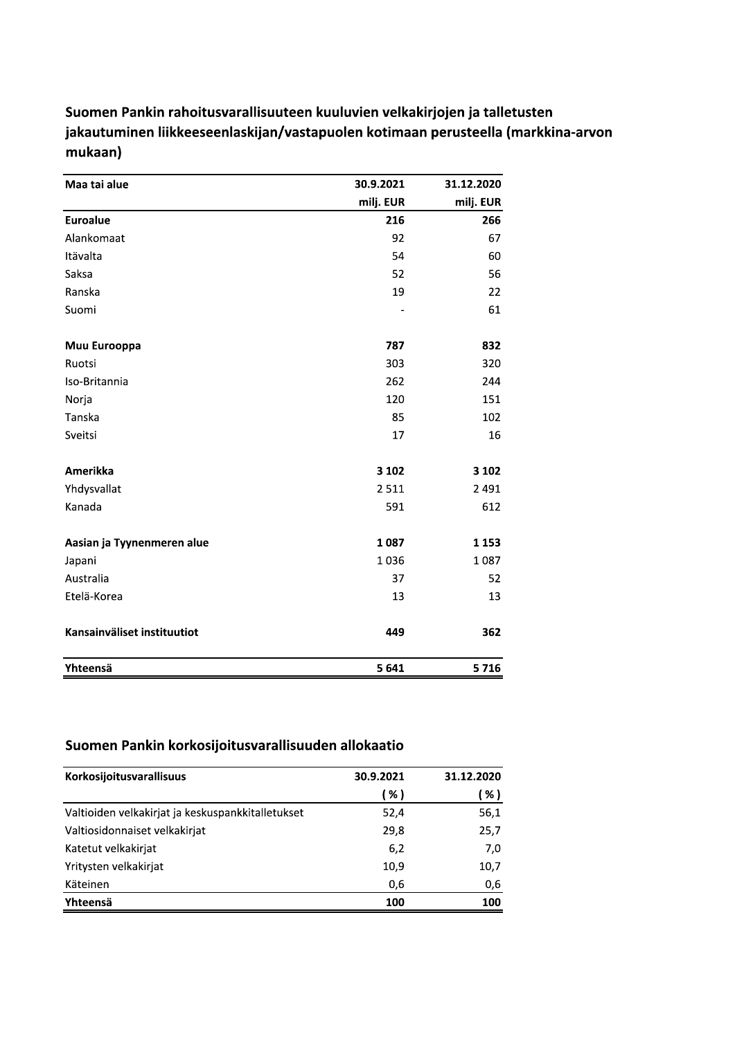## Suomen Pankin rahoitusvarallisuuteen kuuluvien velkakirjojen ja talletusten jakautuminen liikkeeseenlaskijan/vastapuolen kotimaan perusteella (markkina-arvon mukaan)

| Maa tai alue | 30.9.2021 | 31.12.2020 |
|---|---|---|
| | milj. EUR | milj. EUR |
| **Euroalue** | **216** | **266** |
| Alankomaat | 92 | 67 |
| Itävalta | 54 | 60 |
| Saksa | 52 | 56 |
| Ranska | 19 | 22 |
| Suomi | - | 61 |
| | | |
| **Muu Eurooppa** | **787** | **832** |
| Ruotsi | 303 | 320 |
| Iso-Britannia | 262 | 244 |
| Norja | 120 | 151 |
| Tanska | 85 | 102 |
| Sveitsi | 17 | 16 |
| | | |
| **Amerikka** | **3 102** | **3 102** |
| Yhdysvallat | 2 511 | 2 491 |
| Kanada | 591 | 612 |
| | | |
| **Aasian ja Tyynenmeren alue** | **1 087** | **1 153** |
| Japani | 1 036 | 1 087 |
| Australia | 37 | 52 |
| Etelä-Korea | 13 | 13 |
| | | |
| **Kansainväliset instituutiot** | **449** | **362** |
| | | |
| **Yhteensä** | **5 641** | **5 716** |

## Suomen Pankin korkosijoitusvarallisuuden allokaatio

| Korkosijoitusvarallisuus | 30.9.2021 | 31.12.2020 |
|---|---|---|
| | ( % ) | ( % ) |
| Valtioiden velkakirjat ja keskuspankkitalletukset | 52,4 | 56,1 |
| Valtiosidonnaiset velkakirjat | 29,8 | 25,7 |
| Katetut velkakirjat | 6,2 | 7,0 |
| Yritysten velkakirjat | 10,9 | 10,7 |
| Käteinen | 0,6 | 0,6 |
| **Yhteensä** | **100** | **100** |